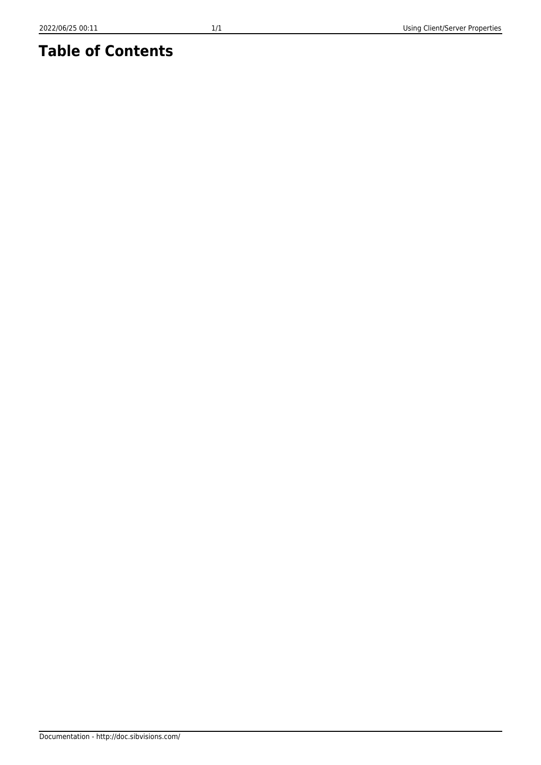# Table of Contents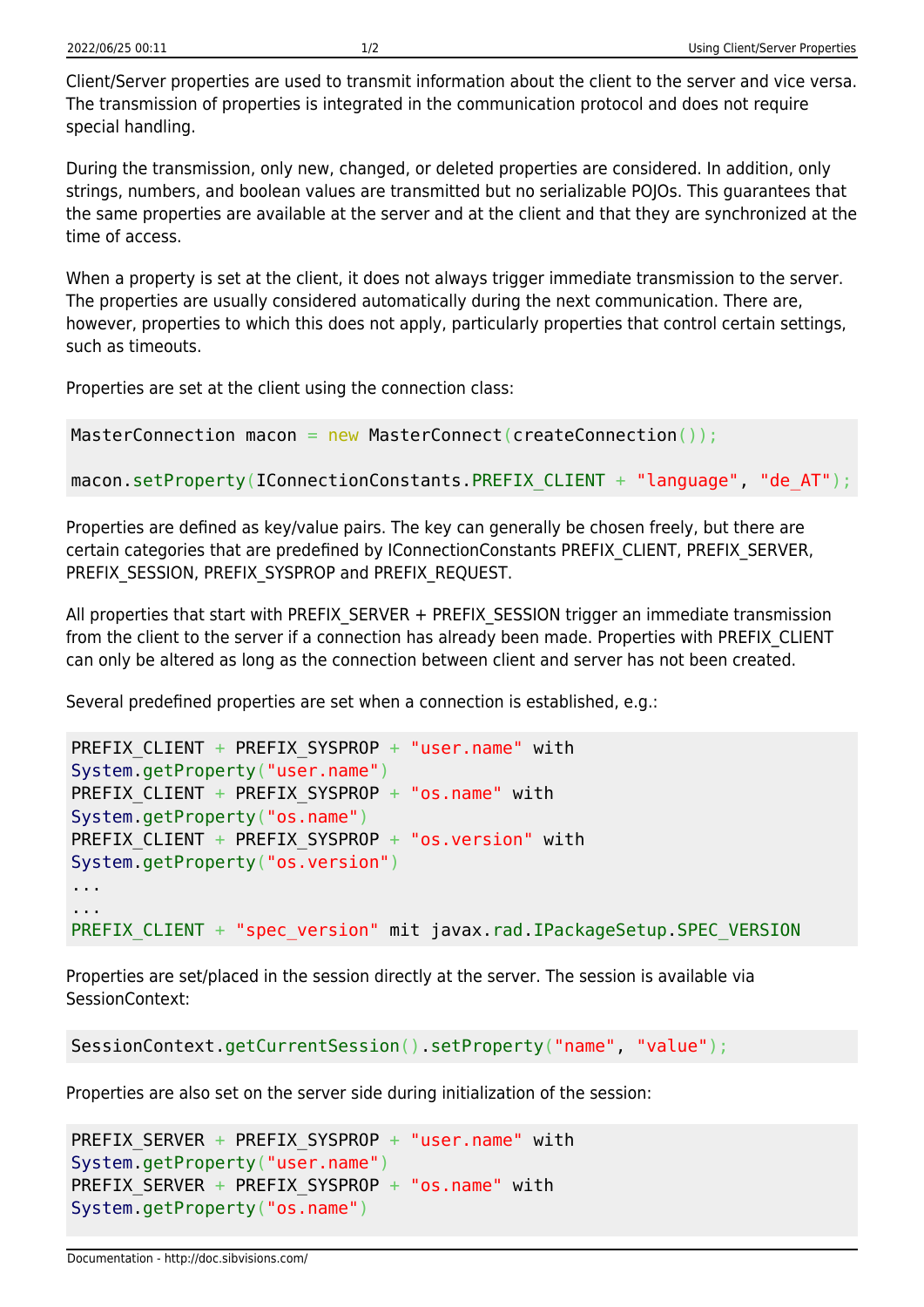Client/Server properties are used to transmit information about the client to the server and vice versa. The transmission of properties is integrated in the communication protocol and does not require special handling.

During the transmission, only new, changed, or deleted properties are considered. In addition, only strings, numbers, and boolean values are transmitted but no serializable POJOs. This guarantees that the same properties are available at the server and at the client and that they are synchronized at the time of access.

When a property is set at the client, it does not always trigger immediate transmission to the server. The properties are usually considered automatically during the next communication. There are, however, properties to which this does not apply, particularly properties that control certain settings, such as timeouts.

Properties are set at the client using the connection class:

```
MasterConnection macon = new MasterConnect(createConnection());

macon.setProperty(IConnectionConstants.PREFIX_CLIENT + "language", "de_AT");
```

Properties are defined as key/value pairs. The key can generally be chosen freely, but there are certain categories that are predefined by IConnectionConstants PREFIX_CLIENT, PREFIX_SERVER, PREFIX_SESSION, PREFIX_SYSPROP and PREFIX_REQUEST.

All properties that start with PREFIX_SERVER + PREFIX_SESSION trigger an immediate transmission from the client to the server if a connection has already been made. Properties with PREFIX_CLIENT can only be altered as long as the connection between client and server has not been created.

Several predefined properties are set when a connection is established, e.g.:

```
PREFIX_CLIENT + PREFIX_SYSPROP + "user.name" with
System.getProperty("user.name")
PREFIX_CLIENT + PREFIX_SYSPROP + "os.name" with
System.getProperty("os.name")
PREFIX_CLIENT + PREFIX_SYSPROP + "os.version" with
System.getProperty("os.version")
...
...
PREFIX_CLIENT + "spec_version" mit javax.rad.IPackageSetup.SPEC_VERSION
```

Properties are set/placed in the session directly at the server. The session is available via SessionContext:

```
SessionContext.getCurrentSession().setProperty("name", "value");
```

Properties are also set on the server side during initialization of the session:

```
PREFIX_SERVER + PREFIX_SYSPROP + "user.name" with
System.getProperty("user.name")
PREFIX_SERVER + PREFIX_SYSPROP + "os.name" with
System.getProperty("os.name")
```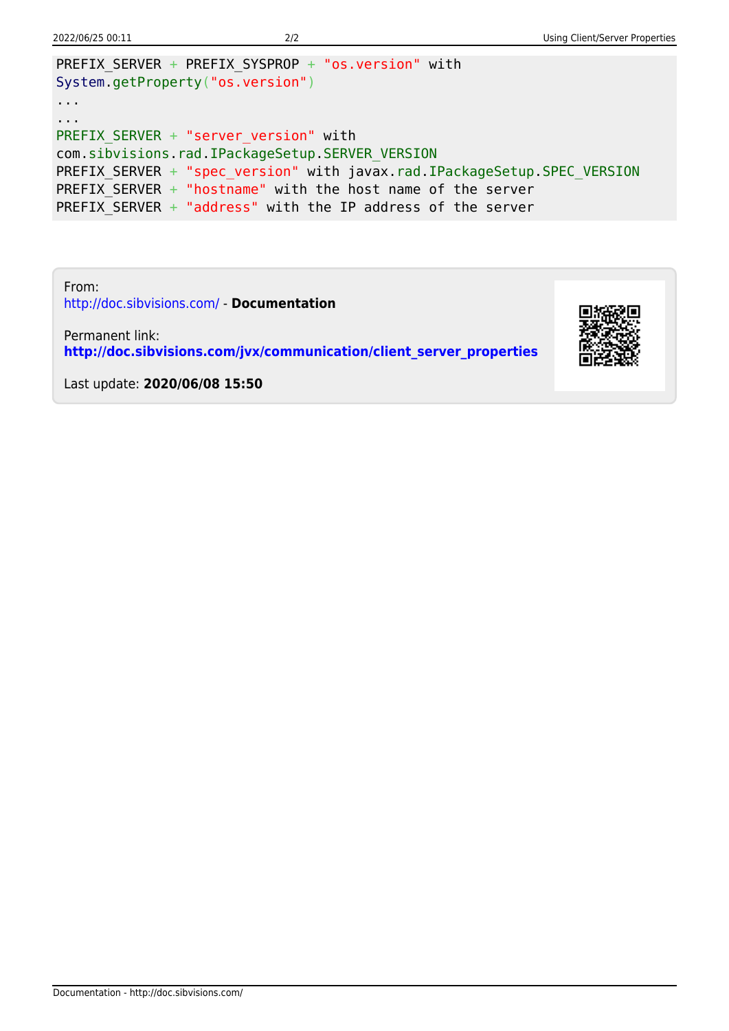```
PREFIX_SERVER + PREFIX_SYSPROP + "os.version" with
System.getProperty("os.version")
...
...
PREFIX_SERVER + "server_version" with
com.sibvisions.rad.IPackageSetup.SERVER_VERSION
PREFIX_SERVER + "spec_version" with javax.rad.IPackageSetup.SPEC_VERSION
PREFIX_SERVER + "hostname" with the host name of the server
PREFIX_SERVER + "address" with the IP address of the server
```

From:
http://doc.sibvisions.com/ - **Documentation**

Permanent link:
**http://doc.sibvisions.com/jvx/communication/client_server_properties**

Last update: **2020/06/08 15:50**